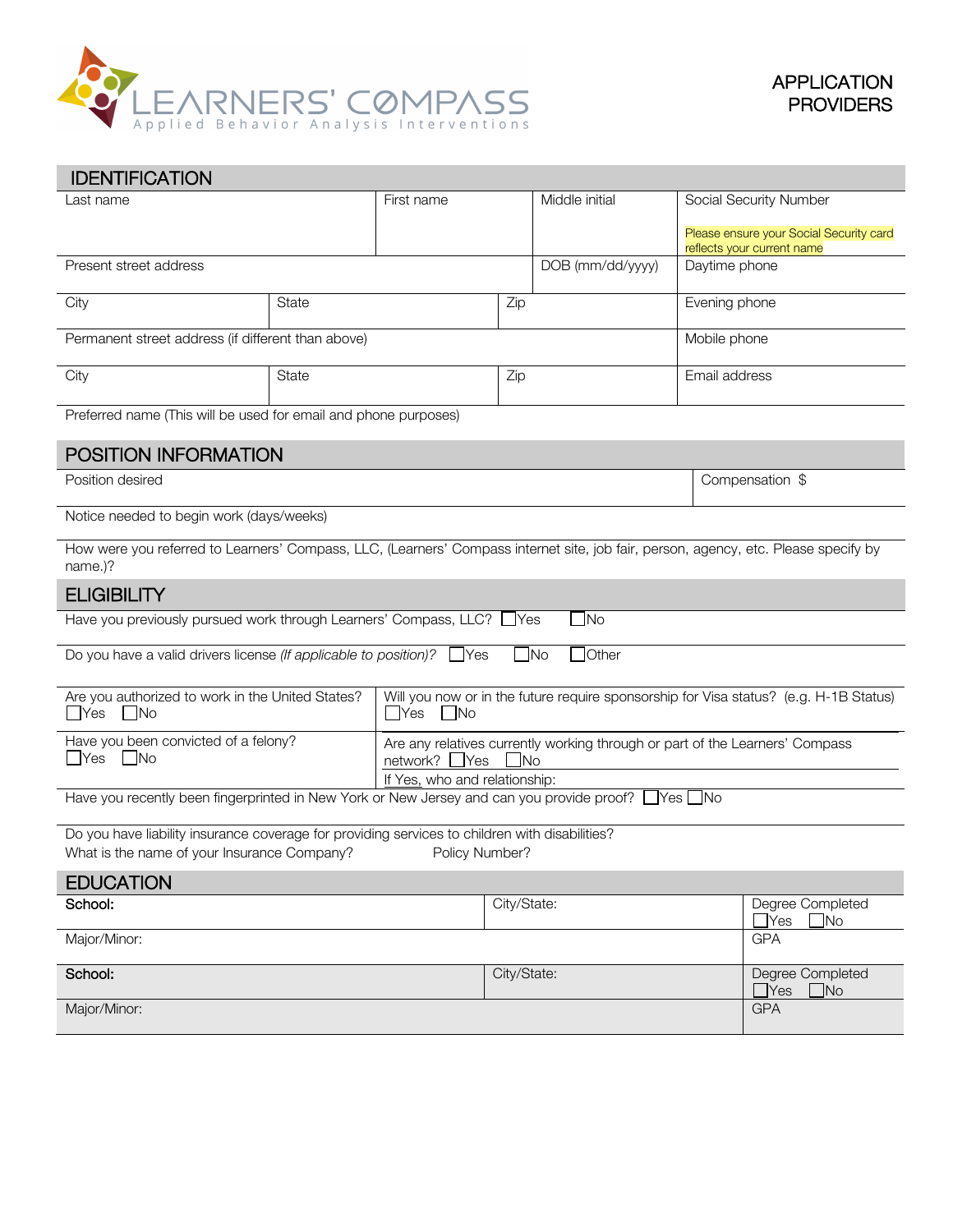LEARNERS' COMPASS
Applied Behavior Analysis Interventions

APPLICATION
PROVIDERS

## IDENTIFICATION

| Last name | | First name | Middle initial | Social Security Number<br><br>Please ensure your Social Security card reflects your current name |
|---|---|---|---|---|
| Present street address | | | DOB (mm/dd/yyyy) | Daytime phone |
| City | State | Zip | | Evening phone |
| Permanent street address (if different than above) | | | | Mobile phone |
| City | State | Zip | | Email address |

Preferred name (This will be used for email and phone purposes)

## POSITION INFORMATION

| Position desired | Compensation $ |
|---|---|

Notice needed to begin work (days/weeks)

How were you referred to Learners' Compass, LLC, (Learners' Compass internet site, job fair, person, agency, etc. Please specify by name.)?

## ELIGIBILITY

Have you previously pursued work through Learners' Compass, LLC? ☐Yes ☐No

Do you have a valid drivers license *(If applicable to position)?* ☐Yes ☐No ☐Other

| Are you authorized to work in the United States?<br>☐Yes ☐No | Will you now or in the future require sponsorship for Visa status? (e.g. H-1B Status)<br>☐Yes ☐No |
|---|---|
| Have you been convicted of a felony?<br>☐Yes ☐No | Are any relatives currently working through or part of the Learners' Compass network? ☐Yes ☐No<br>If Yes, who and relationship: |

Have you recently been fingerprinted in New York or New Jersey and can you provide proof? ☐Yes ☐No

Do you have liability insurance coverage for providing services to children with disabilities?
What is the name of your Insurance Company? Policy Number?

## EDUCATION

| **School:** | City/State: | Degree Completed<br>☐Yes ☐No |
|---|---|---|
| Major/Minor: | | GPA |
| **School:** | City/State: | Degree Completed<br>☐Yes ☐No |
| Major/Minor: | | GPA |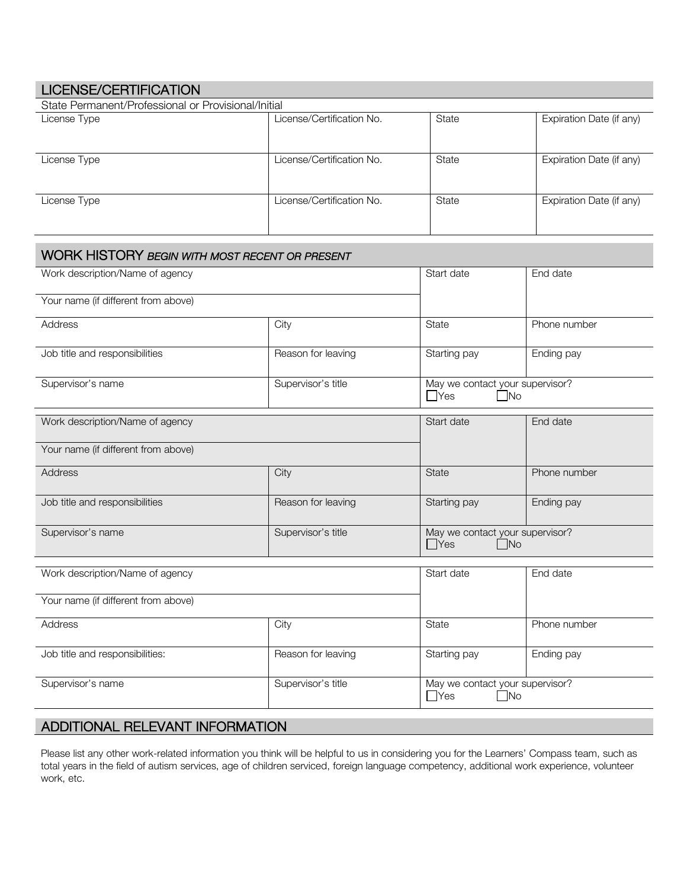## LICENSE/CERTIFICATION

State Permanent/Professional or Provisional/Initial

| License Type | License/Certification No. | State | Expiration Date (if any) |
|---|---|---|---|
| License Type | License/Certification No. | State | Expiration Date (if any) |
| License Type | License/Certification No. | State | Expiration Date (if any) |

## WORK HISTORY *BEGIN WITH MOST RECENT OR PRESENT*

| Work description/Name of agency | | Start date | End date |
|---|---|---|---|
| Your name (if different from above) | | | |
| Address | City | State | Phone number |
| Job title and responsibilities | Reason for leaving | Starting pay | Ending pay |
| Supervisor's name | Supervisor's title | May we contact your supervisor? ☐Yes ☐No | |

| Work description/Name of agency | | Start date | End date |
|---|---|---|---|
| Your name (if different from above) | | | |
| Address | City | State | Phone number |
| Job title and responsibilities | Reason for leaving | Starting pay | Ending pay |
| Supervisor's name | Supervisor's title | May we contact your supervisor? ☐Yes ☐No | |

| Work description/Name of agency | | Start date | End date |
|---|---|---|---|
| Your name (if different from above) | | | |
| Address | City | State | Phone number |
| Job title and responsibilities: | Reason for leaving | Starting pay | Ending pay |
| Supervisor's name | Supervisor's title | May we contact your supervisor? ☐Yes ☐No | |

## ADDITIONAL RELEVANT INFORMATION

Please list any other work-related information you think will be helpful to us in considering you for the Learners' Compass team, such as total years in the field of autism services, age of children serviced, foreign language competency, additional work experience, volunteer work, etc.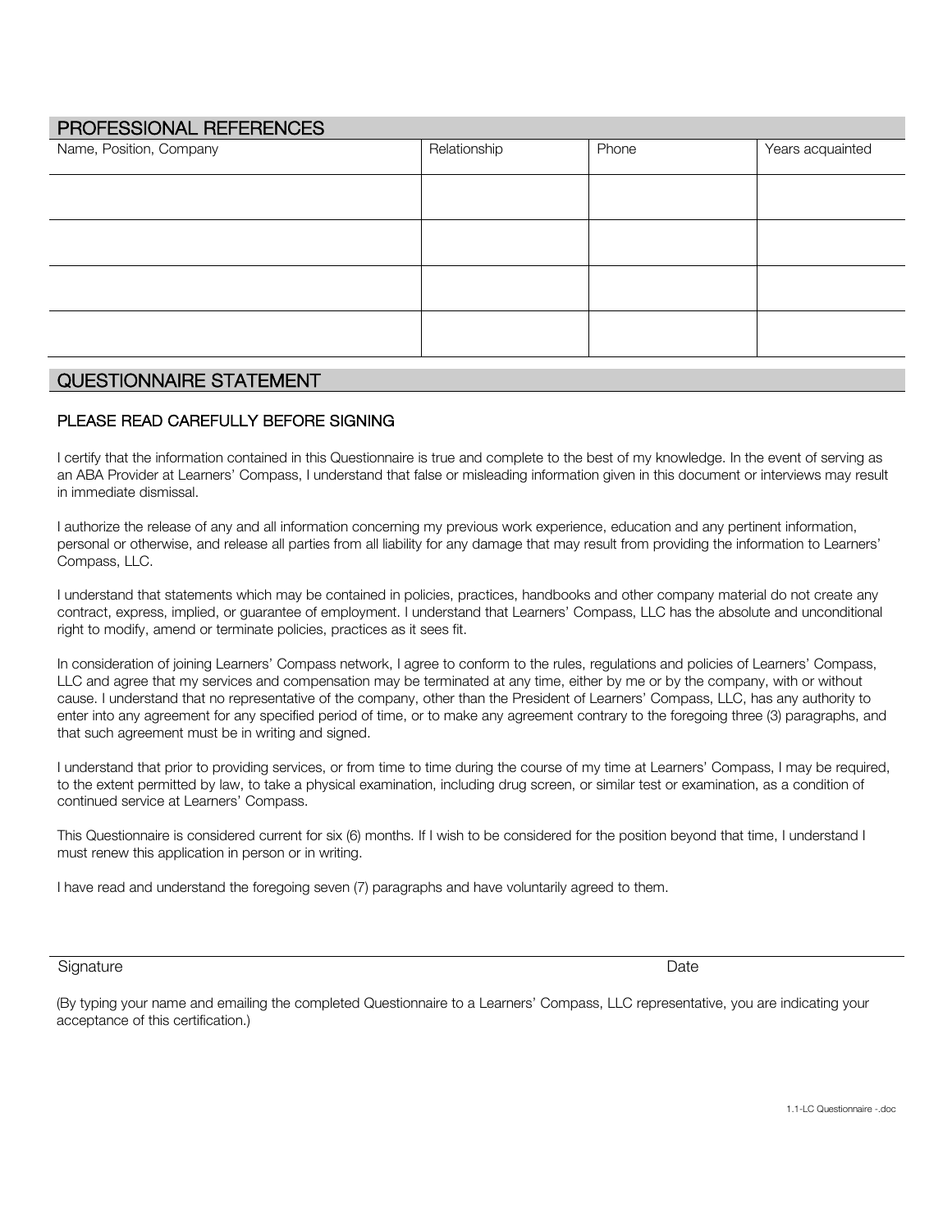## PROFESSIONAL REFERENCES

| Name, Position, Company | Relationship | Phone | Years acquainted |
| --- | --- | --- | --- |
| | | | |
| | | | |
| | | | |
| | | | |

## QUESTIONNAIRE STATEMENT

### PLEASE READ CAREFULLY BEFORE SIGNING

I certify that the information contained in this Questionnaire is true and complete to the best of my knowledge. In the event of serving as an ABA Provider at Learners' Compass, I understand that false or misleading information given in this document or interviews may result in immediate dismissal.

I authorize the release of any and all information concerning my previous work experience, education and any pertinent information, personal or otherwise, and release all parties from all liability for any damage that may result from providing the information to Learners' Compass, LLC.

I understand that statements which may be contained in policies, practices, handbooks and other company material do not create any contract, express, implied, or guarantee of employment. I understand that Learners' Compass, LLC has the absolute and unconditional right to modify, amend or terminate policies, practices as it sees fit.

In consideration of joining Learners' Compass network, I agree to conform to the rules, regulations and policies of Learners' Compass, LLC and agree that my services and compensation may be terminated at any time, either by me or by the company, with or without cause. I understand that no representative of the company, other than the President of Learners' Compass, LLC, has any authority to enter into any agreement for any specified period of time, or to make any agreement contrary to the foregoing three (3) paragraphs, and that such agreement must be in writing and signed.

I understand that prior to providing services, or from time to time during the course of my time at Learners' Compass, I may be required, to the extent permitted by law, to take a physical examination, including drug screen, or similar test or examination, as a condition of continued service at Learners' Compass.

This Questionnaire is considered current for six (6) months. If I wish to be considered for the position beyond that time, I understand I must renew this application in person or in writing.

I have read and understand the foregoing seven (7) paragraphs and have voluntarily agreed to them.

Signature Date

(By typing your name and emailing the completed Questionnaire to a Learners' Compass, LLC representative, you are indicating your acceptance of this certification.)